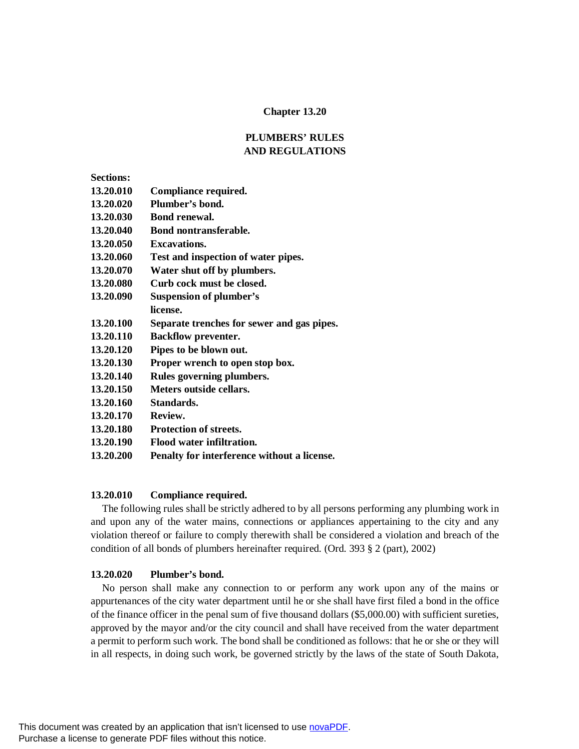# Chapter 13.20

## PLUMBERS' RULES AND REGULATIONS

**Sections:**

| | |
|---|---|
| **13.20.010** | **Compliance required.** |
| **13.20.020** | **Plumber's bond.** |
| **13.20.030** | **Bond renewal.** |
| **13.20.040** | **Bond nontransferable.** |
| **13.20.050** | **Excavations.** |
| **13.20.060** | **Test and inspection of water pipes.** |
| **13.20.070** | **Water shut off by plumbers.** |
| **13.20.080** | **Curb cock must be closed.** |
| **13.20.090** | **Suspension of plumber's license.** |
| **13.20.100** | **Separate trenches for sewer and gas pipes.** |
| **13.20.110** | **Backflow preventer.** |
| **13.20.120** | **Pipes to be blown out.** |
| **13.20.130** | **Proper wrench to open stop box.** |
| **13.20.140** | **Rules governing plumbers.** |
| **13.20.150** | **Meters outside cellars.** |
| **13.20.160** | **Standards.** |
| **13.20.170** | **Review.** |
| **13.20.180** | **Protection of streets.** |
| **13.20.190** | **Flood water infiltration.** |
| **13.20.200** | **Penalty for interference without a license.** |

### 13.20.010 Compliance required.

The following rules shall be strictly adhered to by all persons performing any plumbing work in and upon any of the water mains, connections or appliances appertaining to the city and any violation thereof or failure to comply therewith shall be considered a violation and breach of the condition of all bonds of plumbers hereinafter required. (Ord. 393 § 2 (part), 2002)

### 13.20.020 Plumber's bond.

No person shall make any connection to or perform any work upon any of the mains or appurtenances of the city water department until he or she shall have first filed a bond in the office of the finance officer in the penal sum of five thousand dollars ($5,000.00) with sufficient sureties, approved by the mayor and/or the city council and shall have received from the water department a permit to perform such work. The bond shall be conditioned as follows: that he or she or they will in all respects, in doing such work, be governed strictly by the laws of the state of South Dakota,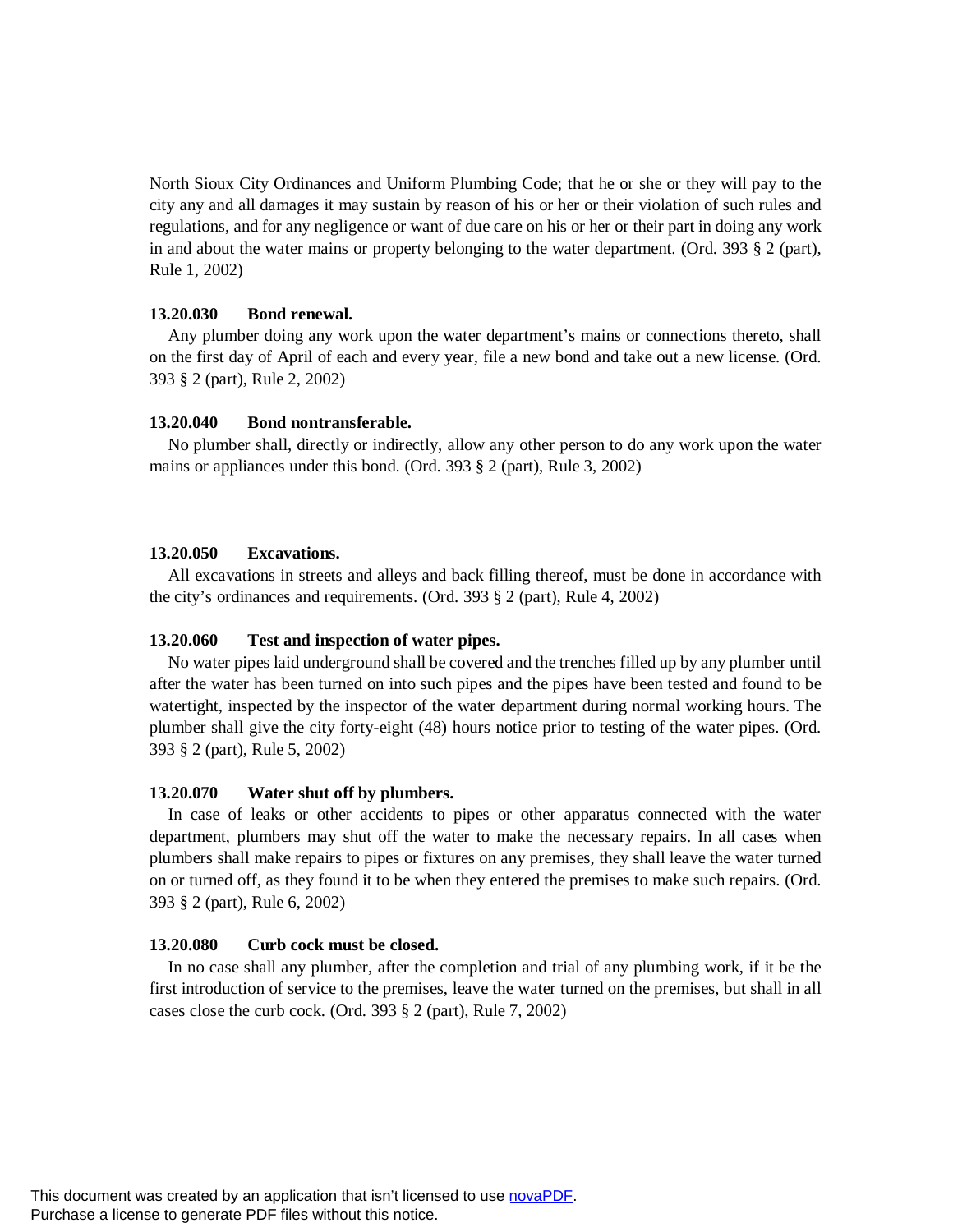North Sioux City Ordinances and Uniform Plumbing Code; that he or she or they will pay to the city any and all damages it may sustain by reason of his or her or their violation of such rules and regulations, and for any negligence or want of due care on his or her or their part in doing any work in and about the water mains or property belonging to the water department. (Ord. 393 § 2 (part), Rule 1, 2002)

**13.20.030 Bond renewal.**

Any plumber doing any work upon the water department's mains or connections thereto, shall on the first day of April of each and every year, file a new bond and take out a new license. (Ord. 393 § 2 (part), Rule 2, 2002)

**13.20.040 Bond nontransferable.**

No plumber shall, directly or indirectly, allow any other person to do any work upon the water mains or appliances under this bond. (Ord. 393 § 2 (part), Rule 3, 2002)

**13.20.050 Excavations.**

All excavations in streets and alleys and back filling thereof, must be done in accordance with the city's ordinances and requirements. (Ord. 393 § 2 (part), Rule 4, 2002)

**13.20.060 Test and inspection of water pipes.**

No water pipes laid underground shall be covered and the trenches filled up by any plumber until after the water has been turned on into such pipes and the pipes have been tested and found to be watertight, inspected by the inspector of the water department during normal working hours. The plumber shall give the city forty-eight (48) hours notice prior to testing of the water pipes. (Ord. 393 § 2 (part), Rule 5, 2002)

**13.20.070 Water shut off by plumbers.**

In case of leaks or other accidents to pipes or other apparatus connected with the water department, plumbers may shut off the water to make the necessary repairs. In all cases when plumbers shall make repairs to pipes or fixtures on any premises, they shall leave the water turned on or turned off, as they found it to be when they entered the premises to make such repairs. (Ord. 393 § 2 (part), Rule 6, 2002)

**13.20.080 Curb cock must be closed.**

In no case shall any plumber, after the completion and trial of any plumbing work, if it be the first introduction of service to the premises, leave the water turned on the premises, but shall in all cases close the curb cock. (Ord. 393 § 2 (part), Rule 7, 2002)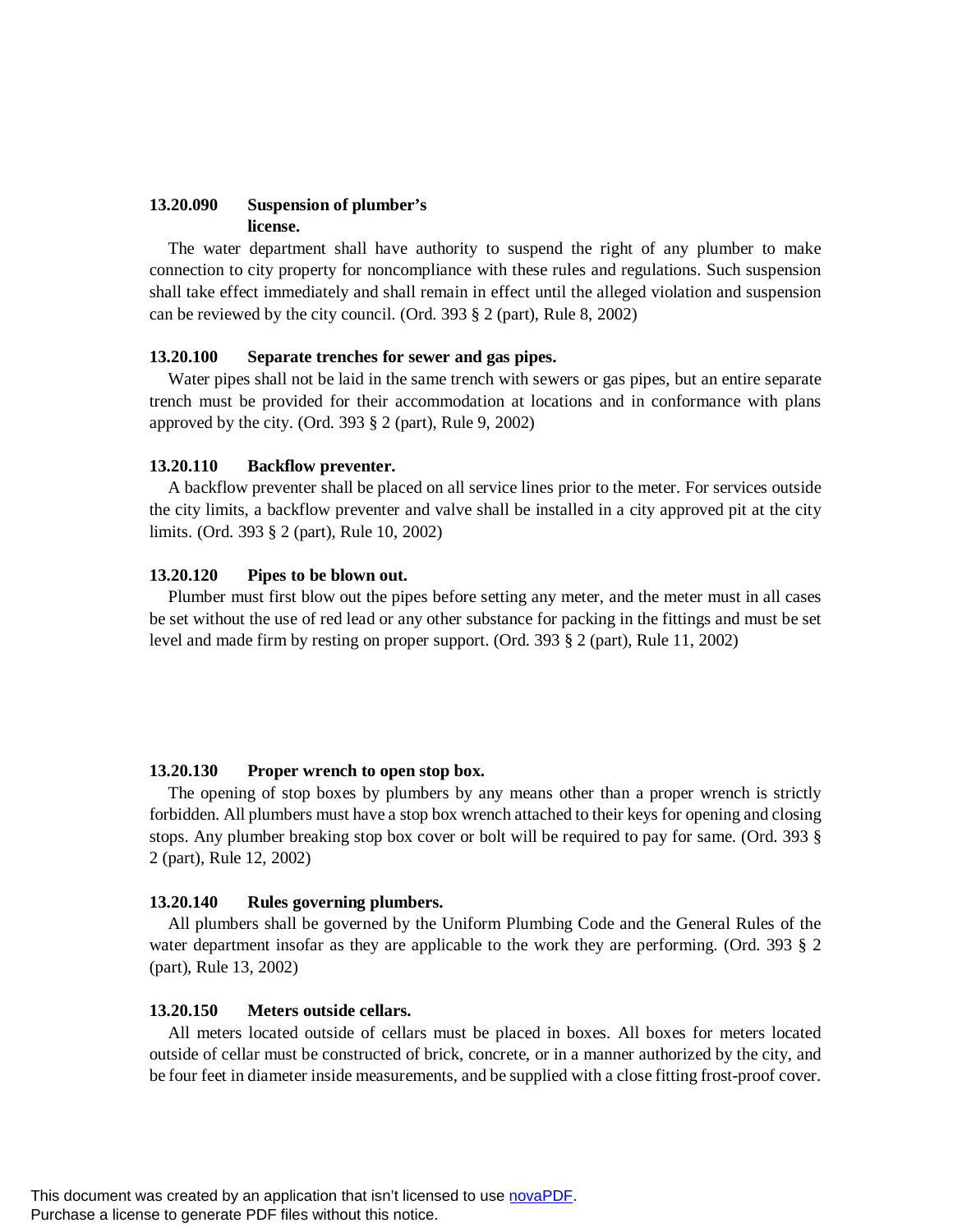### 13.20.090 Suspension of plumber's license.

The water department shall have authority to suspend the right of any plumber to make connection to city property for noncompliance with these rules and regulations. Such suspension shall take effect immediately and shall remain in effect until the alleged violation and suspension can be reviewed by the city council. (Ord. 393 § 2 (part), Rule 8, 2002)

### 13.20.100 Separate trenches for sewer and gas pipes.

Water pipes shall not be laid in the same trench with sewers or gas pipes, but an entire separate trench must be provided for their accommodation at locations and in conformance with plans approved by the city. (Ord. 393 § 2 (part), Rule 9, 2002)

### 13.20.110 Backflow preventer.

A backflow preventer shall be placed on all service lines prior to the meter. For services outside the city limits, a backflow preventer and valve shall be installed in a city approved pit at the city limits. (Ord. 393 § 2 (part), Rule 10, 2002)

### 13.20.120 Pipes to be blown out.

Plumber must first blow out the pipes before setting any meter, and the meter must in all cases be set without the use of red lead or any other substance for packing in the fittings and must be set level and made firm by resting on proper support. (Ord. 393 § 2 (part), Rule 11, 2002)

### 13.20.130 Proper wrench to open stop box.

The opening of stop boxes by plumbers by any means other than a proper wrench is strictly forbidden. All plumbers must have a stop box wrench attached to their keys for opening and closing stops. Any plumber breaking stop box cover or bolt will be required to pay for same. (Ord. 393 § 2 (part), Rule 12, 2002)

### 13.20.140 Rules governing plumbers.

All plumbers shall be governed by the Uniform Plumbing Code and the General Rules of the water department insofar as they are applicable to the work they are performing. (Ord. 393 § 2 (part), Rule 13, 2002)

### 13.20.150 Meters outside cellars.

All meters located outside of cellars must be placed in boxes. All boxes for meters located outside of cellar must be constructed of brick, concrete, or in a manner authorized by the city, and be four feet in diameter inside measurements, and be supplied with a close fitting frost-proof cover.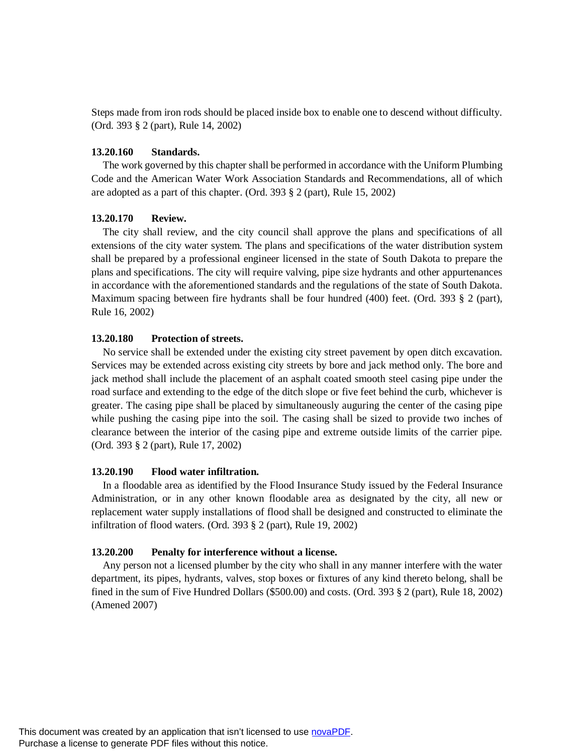Steps made from iron rods should be placed inside box to enable one to descend without difficulty. (Ord. 393 § 2 (part), Rule 14, 2002)

**13.20.160 Standards.**

The work governed by this chapter shall be performed in accordance with the Uniform Plumbing Code and the American Water Work Association Standards and Recommendations, all of which are adopted as a part of this chapter. (Ord. 393 § 2 (part), Rule 15, 2002)

**13.20.170 Review.**

The city shall review, and the city council shall approve the plans and specifications of all extensions of the city water system. The plans and specifications of the water distribution system shall be prepared by a professional engineer licensed in the state of South Dakota to prepare the plans and specifications. The city will require valving, pipe size hydrants and other appurtenances in accordance with the aforementioned standards and the regulations of the state of South Dakota. Maximum spacing between fire hydrants shall be four hundred (400) feet. (Ord. 393 § 2 (part), Rule 16, 2002)

**13.20.180 Protection of streets.**

No service shall be extended under the existing city street pavement by open ditch excavation. Services may be extended across existing city streets by bore and jack method only. The bore and jack method shall include the placement of an asphalt coated smooth steel casing pipe under the road surface and extending to the edge of the ditch slope or five feet behind the curb, whichever is greater. The casing pipe shall be placed by simultaneously auguring the center of the casing pipe while pushing the casing pipe into the soil. The casing shall be sized to provide two inches of clearance between the interior of the casing pipe and extreme outside limits of the carrier pipe. (Ord. 393 § 2 (part), Rule 17, 2002)

**13.20.190 Flood water infiltration.**

In a floodable area as identified by the Flood Insurance Study issued by the Federal Insurance Administration, or in any other known floodable area as designated by the city, all new or replacement water supply installations of flood shall be designed and constructed to eliminate the infiltration of flood waters. (Ord. 393 § 2 (part), Rule 19, 2002)

**13.20.200 Penalty for interference without a license.**

Any person not a licensed plumber by the city who shall in any manner interfere with the water department, its pipes, hydrants, valves, stop boxes or fixtures of any kind thereto belong, shall be fined in the sum of Five Hundred Dollars ($500.00) and costs. (Ord. 393 § 2 (part), Rule 18, 2002) (Amended 2007)